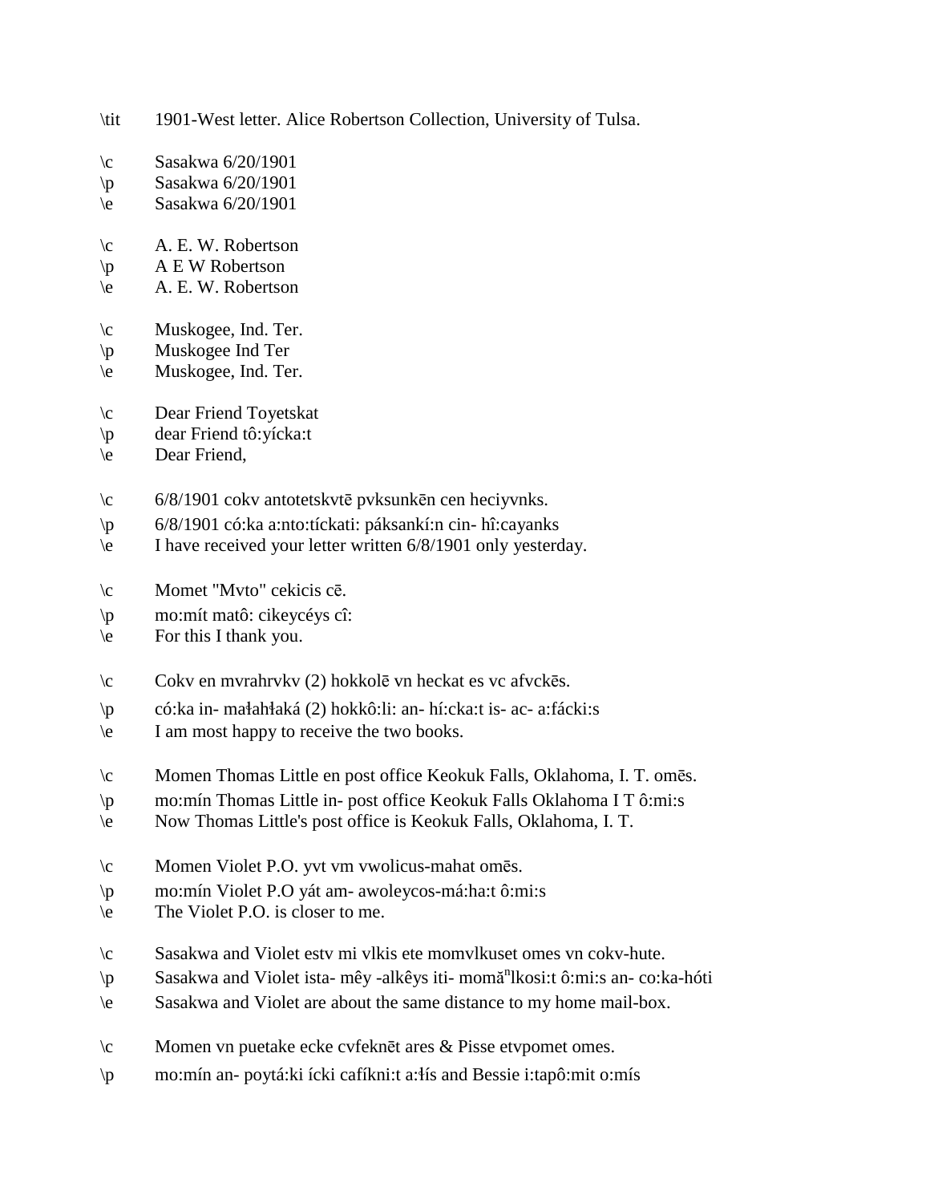\tit 1901-West letter. Alice Robertson Collection, University of Tulsa.

\c Sasakwa 6/20/1901
\p Sasakwa 6/20/1901
\e Sasakwa 6/20/1901

\c A. E. W. Robertson
\p A E W Robertson
\e A. E. W. Robertson

\c Muskogee, Ind. Ter.
\p Muskogee Ind Ter
\e Muskogee, Ind. Ter.

\c Dear Friend Toyetskat
\p dear Friend tô:yícka:t
\e Dear Friend,

\c 6/8/1901 cokv antotetskvtē pvksunkēn cen heciyvnks.
\p 6/8/1901 có:ka a:nto:tíckati: páksankí:n cin- hî:cayanks
\e I have received your letter written 6/8/1901 only yesterday.

\c Momet "Mvto" cekicis cē.
\p mo:mít matô: cikeycéys cî:
\e For this I thank you.

\c Cokv en mvrahrvkv (2) hokkolē vn heckat es vc afvckēs.
\p có:ka in- maɬahɬaká (2) hokkô:li: an- hí:cka:t is- ac- a:fácki:s
\e I am most happy to receive the two books.

\c Momen Thomas Little en post office Keokuk Falls, Oklahoma, I. T. omēs.
\p mo:mín Thomas Little in- post office Keokuk Falls Oklahoma I T ô:mi:s
\e Now Thomas Little's post office is Keokuk Falls, Oklahoma, I. T.

\c Momen Violet P.O. yvt vm vwolicus-mahat omēs.
\p mo:mín Violet P.O yát am- awoleycos-má:ha:t ô:mi:s
\e The Violet P.O. is closer to me.

\c Sasakwa and Violet estv mi vlkis ete momvlkuset omes vn cokv-hute.
\p Sasakwa and Violet ista- mêy -alkêys iti- momă[n]lkosi:t ô:mi:s an- co:ka-hóti
\e Sasakwa and Violet are about the same distance to my home mail-box.

\c Momen vn puetake ecke cvfeknēt ares & Pisse etvpomet omes.
\p mo:mín an- poytá:ki ícki cafíkni:t a:ɬís and Bessie i:tapô:mit o:mís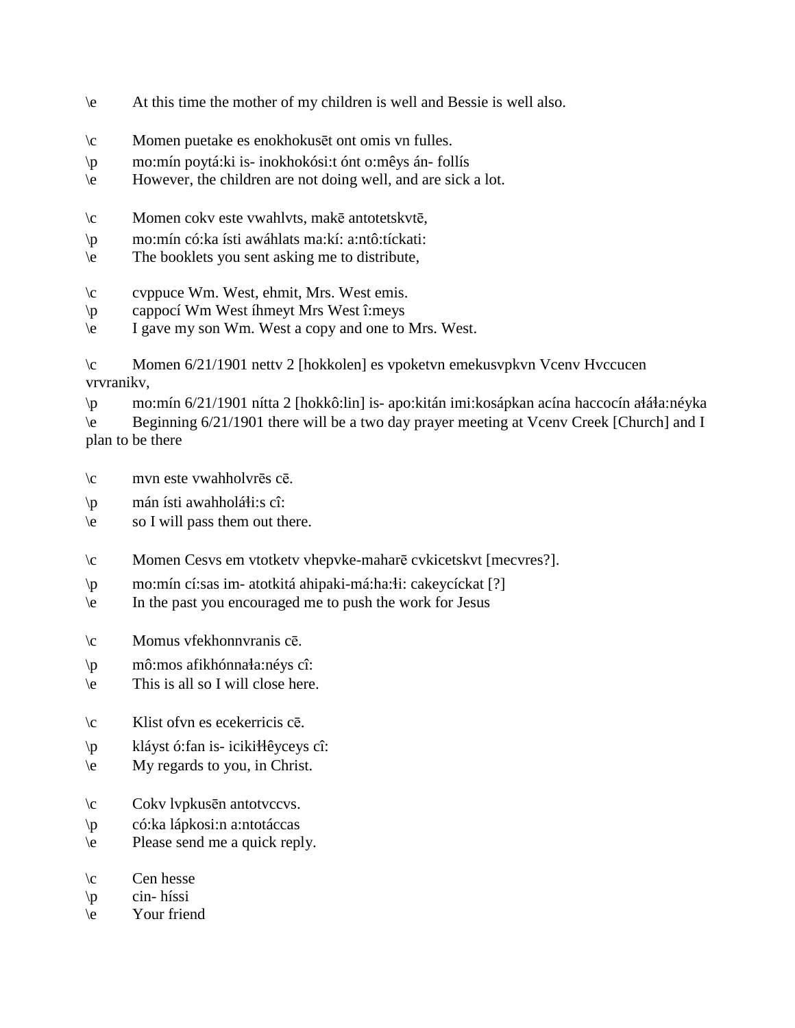\e	At this time the mother of my children is well and Bessie is well also.

\c	Momen puetake es enokhokusēt ont omis vn fulles.
\p	mo:mín poytá:ki is- inokhokósi:t ónt o:mêys án- follís
\e	However, the children are not doing well, and are sick a lot.

\c	Momen cokv este vwahlvts, makē antotetskvtē,
\p	mo:mín có:ka ísti awáhlats ma:kí: a:ntô:tíckati:
\e	The booklets you sent asking me to distribute,

\c	cvppuce Wm. West, ehmit, Mrs. West emis.
\p	cappocí Wm West íhmeyt Mrs West î:meys
\e	I gave my son Wm. West a copy and one to Mrs. West.

\c	Momen 6/21/1901 nettv 2 [hokkolen] es vpoketvn emekusvpkvn Vcenv Hvccucen vrvranikv,
\p	mo:mín 6/21/1901 nítta 2 [hokkô:lin] is- apo:kitán imi:kosápkan acína haccocín ałáła:néyka
\e	Beginning 6/21/1901 there will be a two day prayer meeting at Vcenv Creek [Church] and I plan to be there

\c	mvn este vwahholvrēs cē.
\p	mán ísti awahholáłi:s cî:
\e	so I will pass them out there.

\c	Momen Cesvs em vtotketv vhepvke-maharē cvkicetskvt [mecvres?].
\p	mo:mín cí:sas im- atotkitá ahipaki-má:ha:łi: cakeycíckat [?]
\e	In the past you encouraged me to push the work for Jesus

\c	Momus vfekhonnvranis cē.
\p	mô:mos afikhónnała:néys cî:
\e	This is all so I will close here.

\c	Klist ofvn es ecekerricis cē.
\p	kláyst ó:fan is- icikiłłêyceys cî:
\e	My regards to you, in Christ.

\c	Cokv lvpkusēn antotvccvs.
\p	có:ka lápkosi:n a:ntotáccas
\e	Please send me a quick reply.

\c	Cen hesse
\p	cin- híssi
\e	Your friend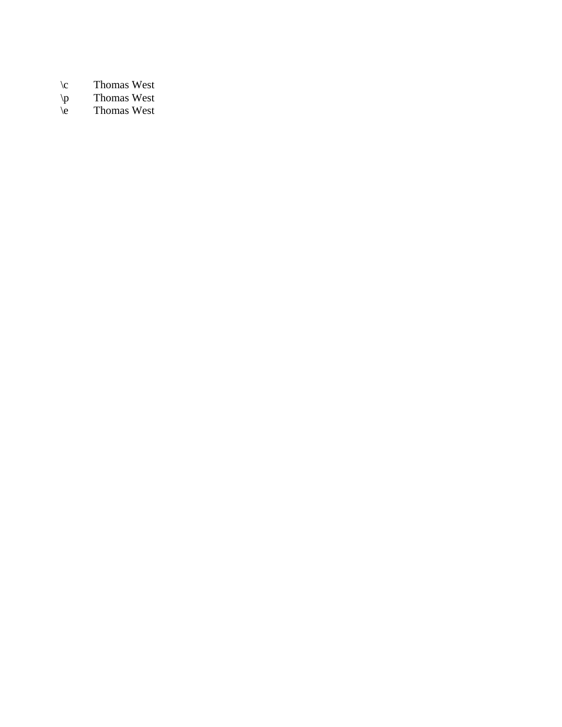\c	Thomas West
\p	Thomas West
\e	Thomas West